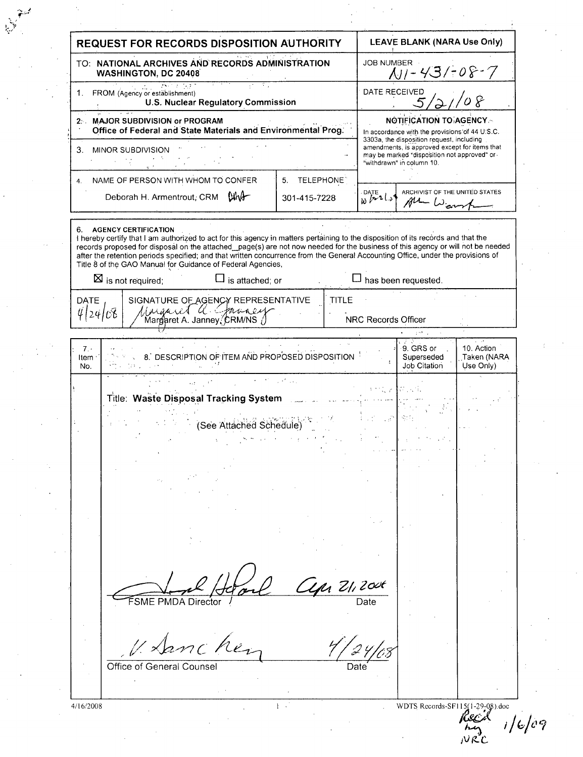| REQUEST FOR RECORDS DISPOSITION AUTHORITY | | LEAVE BLANK (NARA Use Only) | |
|---|---|---|---|
| TO: **NATIONAL ARCHIVES AND RECORDS ADMINISTRATION WASHINGTON, DC 20408** | | JOB NUMBER N1-431-08-7 | |
| 1. FROM (Agency or establishment) **U.S. Nuclear Regulatory Commission** | | DATE RECEIVED 5/21/08 | |
| 2. **MAJOR SUBDIVISION or PROGRAM** **Office of Federal and State Materials and Environmental Prog.** | | **NOTIFICATION TO AGENCY** In accordance with the provisions of 44 U.S.C. 3303a, the disposition request, including amendments, is approved except for items that may be marked "disposition not approved" or "withdrawn" in column 10. | |
| 3. MINOR SUBDIVISION | | | |
| 4. NAME OF PERSON WITH WHOM TO CONFER Deborah H. Armentrout, CRM | 5. TELEPHONE 301-415-7228 | DATE | ARCHIVIST OF THE UNITED STATES |

6. **AGENCY CERTIFICATION**
I hereby certify that I am authorized to act for this agency in matters pertaining to the disposition of its records and that the records proposed for disposal on the attached__page(s) are not now needed for the business of this agency or will not be needed after the retention periods specified; and that written concurrence from the General Accounting Office, under the provisions of Title 8 of the GAO Manual for Guidance of Federal Agencies,

☒ is not required; ☐ is attached; or ☐ has been requested.

| DATE | SIGNATURE OF AGENCY REPRESENTATIVE | TITLE |
|---|---|---|
| 4/24/08 | Margaret A. Janney, CRM/NS | NRC Records Officer |

| 7. Item No. | 8. DESCRIPTION OF ITEM AND PROPOSED DISPOSITION | 9. GRS or Superseded Job Citation | 10. Action Taken (NARA Use Only) |
|---|---|---|---|
| | Title: **Waste Disposal Tracking System** (See Attached Schedule) | | |

FSME PMDA Director — Date: Apr 21, 2008

Office of General Counsel — Date: 4/24/08

4/16/2008

WDTS Records-SF115(1-29-08).doc

Rec'd by NRC 1/6/09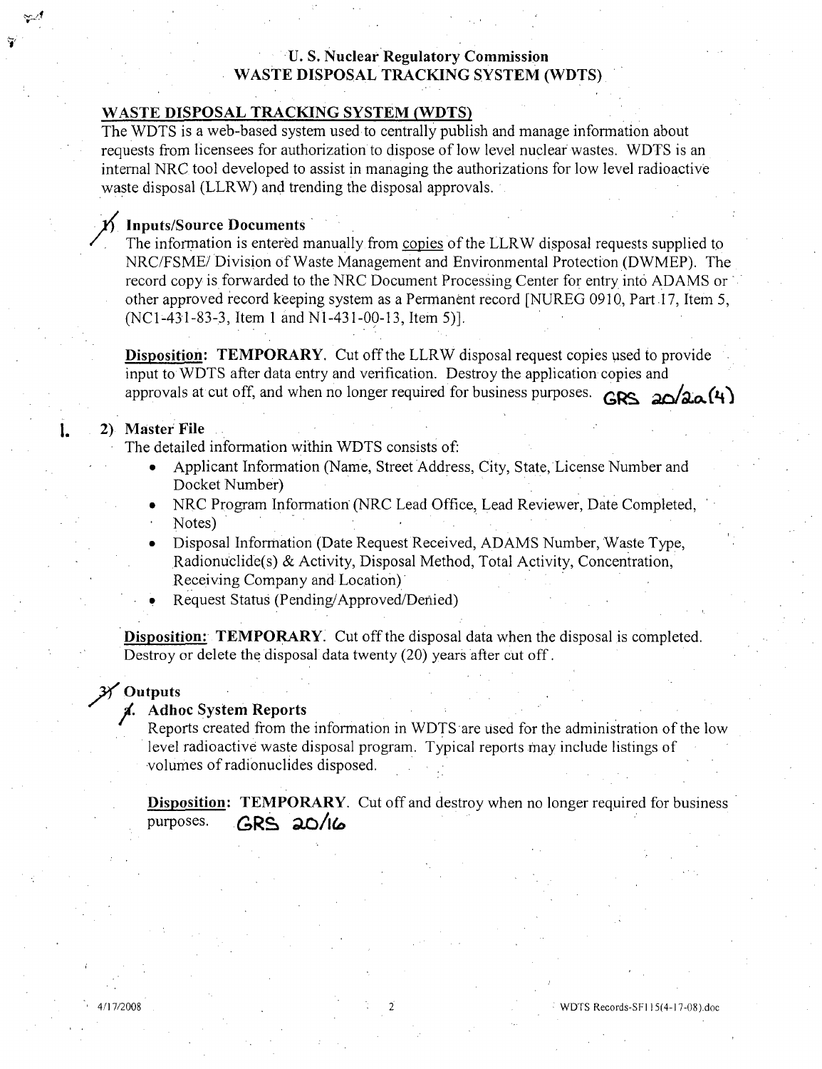U. S. Nuclear Regulatory Commission
WASTE DISPOSAL TRACKING SYSTEM (WDTS)

## WASTE DISPOSAL TRACKING SYSTEM (WDTS)

The WDTS is a web-based system used to centrally publish and manage information about requests from licensees for authorization to dispose of low level nuclear wastes. WDTS is an internal NRC tool developed to assist in managing the authorizations for low level radioactive waste disposal (LLRW) and trending the disposal approvals.

### 1) Inputs/Source Documents

The information is entered manually from copies of the LLRW disposal requests supplied to NRC/FSME/ Division of Waste Management and Environmental Protection (DWMEP). The record copy is forwarded to the NRC Document Processing Center for entry into ADAMS or other approved record keeping system as a Permanent record [NUREG 0910, Part 17, Item 5, (NC1-431-83-3, Item 1 and N1-431-00-13, Item 5)].

**Disposition: TEMPORARY.** Cut off the LLRW disposal request copies used to provide input to WDTS after data entry and verification. Destroy the application copies and approvals at cut off, and when no longer required for business purposes. GRS 20/2a(4)

### 1. 2) Master File

The detailed information within WDTS consists of:

- Applicant Information (Name, Street Address, City, State, License Number and Docket Number)
- NRC Program Information (NRC Lead Office, Lead Reviewer, Date Completed, Notes)
- Disposal Information (Date Request Received, ADAMS Number, Waste Type, Radionuclide(s) & Activity, Disposal Method, Total Activity, Concentration, Receiving Company and Location)
- Request Status (Pending/Approved/Denied)

**Disposition: TEMPORARY.** Cut off the disposal data when the disposal is completed. Destroy or delete the disposal data twenty (20) years after cut off.

### 3) Outputs

#### 1. Adhoc System Reports

Reports created from the information in WDTS are used for the administration of the low level radioactive waste disposal program. Typical reports may include listings of volumes of radionuclides disposed.

**Disposition: TEMPORARY.** Cut off and destroy when no longer required for business purposes. GRS 20/16

4/17/2008 WDTS Records-SF115(4-17-08).doc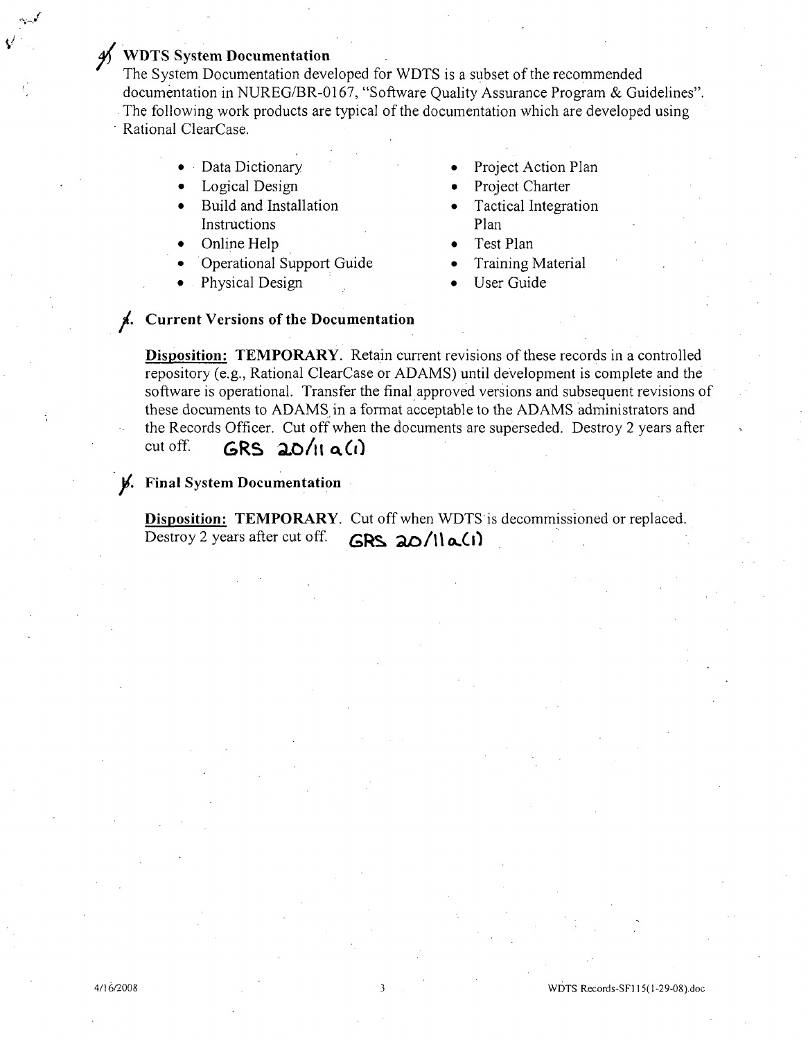### 4. WDTS System Documentation

The System Documentation developed for WDTS is a subset of the recommended documentation in NUREG/BR-0167, "Software Quality Assurance Program & Guidelines". The following work products are typical of the documentation which are developed using Rational ClearCase.

- Data Dictionary
- Logical Design
- Build and Installation Instructions
- Online Help
- Operational Support Guide
- Physical Design
- Project Action Plan
- Project Charter
- Tactical Integration Plan
- Test Plan
- Training Material
- User Guide

**a. Current Versions of the Documentation**

**Disposition:** **TEMPORARY**. Retain current revisions of these records in a controlled repository (e.g., Rational ClearCase or ADAMS) until development is complete and the software is operational. Transfer the final approved versions and subsequent revisions of these documents to ADAMS in a format acceptable to the ADAMS administrators and the Records Officer. Cut off when the documents are superseded. Destroy 2 years after cut off. GRS 20/11 a(1)

**b. Final System Documentation**

**Disposition:** **TEMPORARY**. Cut off when WDTS is decommissioned or replaced. Destroy 2 years after cut off. GRS 20/11 a(1)